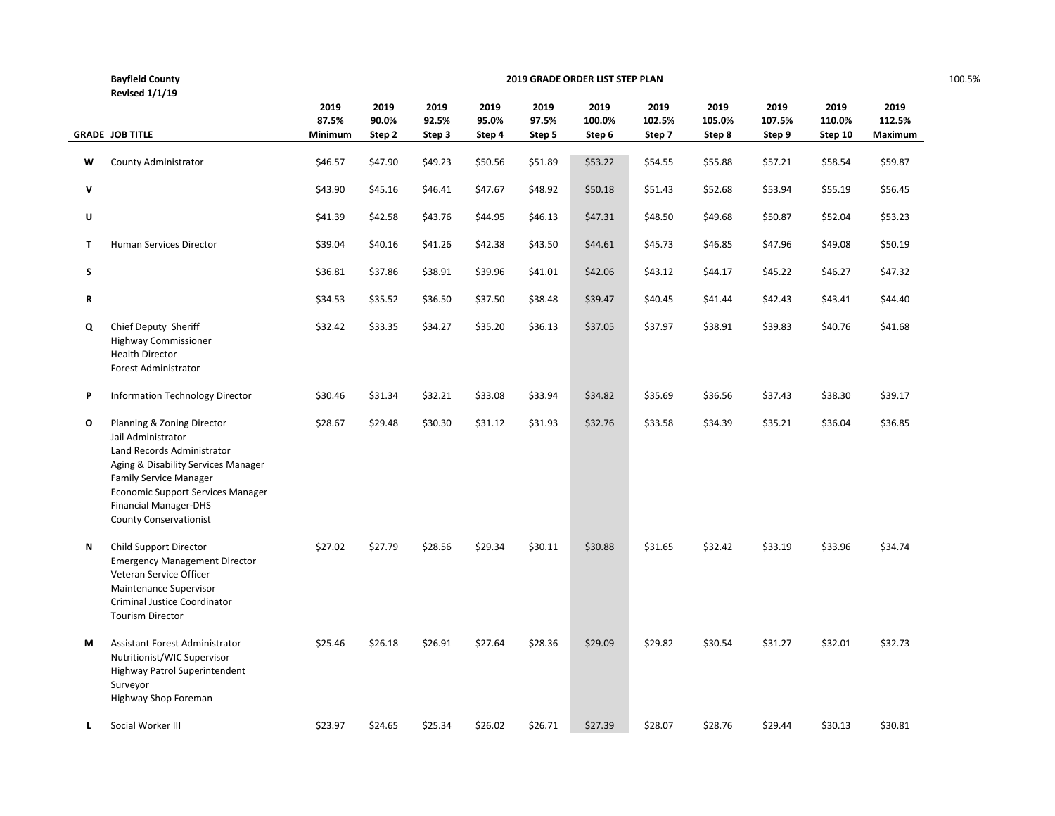**Bayfield County**
**Revised 1/1/19**

**2019 GRADE ORDER LIST STEP PLAN**

100.5%

| GRADE | JOB TITLE | 2019 87.5% Minimum | 2019 90.0% Step 2 | 2019 92.5% Step 3 | 2019 95.0% Step 4 | 2019 97.5% Step 5 | 2019 100.0% Step 6 | 2019 102.5% Step 7 | 2019 105.0% Step 8 | 2019 107.5% Step 9 | 2019 110.0% Step 10 | 2019 112.5% Maximum |
|---|---|---|---|---|---|---|---|---|---|---|---|---|
| W | County Administrator | $46.57 | $47.90 | $49.23 | $50.56 | $51.89 | $53.22 | $54.55 | $55.88 | $57.21 | $58.54 | $59.87 |
| V | | $43.90 | $45.16 | $46.41 | $47.67 | $48.92 | $50.18 | $51.43 | $52.68 | $53.94 | $55.19 | $56.45 |
| U | | $41.39 | $42.58 | $43.76 | $44.95 | $46.13 | $47.31 | $48.50 | $49.68 | $50.87 | $52.04 | $53.23 |
| T | Human Services Director | $39.04 | $40.16 | $41.26 | $42.38 | $43.50 | $44.61 | $45.73 | $46.85 | $47.96 | $49.08 | $50.19 |
| S | | $36.81 | $37.86 | $38.91 | $39.96 | $41.01 | $42.06 | $43.12 | $44.17 | $45.22 | $46.27 | $47.32 |
| R | | $34.53 | $35.52 | $36.50 | $37.50 | $38.48 | $39.47 | $40.45 | $41.44 | $42.43 | $43.41 | $44.40 |
| Q | Chief Deputy Sheriff<br>Highway Commissioner<br>Health Director<br>Forest Administrator | $32.42 | $33.35 | $34.27 | $35.20 | $36.13 | $37.05 | $37.97 | $38.91 | $39.83 | $40.76 | $41.68 |
| P | Information Technology Director | $30.46 | $31.34 | $32.21 | $33.08 | $33.94 | $34.82 | $35.69 | $36.56 | $37.43 | $38.30 | $39.17 |
| O | Planning & Zoning Director<br>Jail Administrator<br>Land Records Administrator<br>Aging & Disability Services Manager<br>Family Service Manager<br>Economic Support Services Manager<br>Financial Manager-DHS<br>County Conservationist | $28.67 | $29.48 | $30.30 | $31.12 | $31.93 | $32.76 | $33.58 | $34.39 | $35.21 | $36.04 | $36.85 |
| N | Child Support Director<br>Emergency Management Director<br>Veteran Service Officer<br>Maintenance Supervisor<br>Criminal Justice Coordinator<br>Tourism Director | $27.02 | $27.79 | $28.56 | $29.34 | $30.11 | $30.88 | $31.65 | $32.42 | $33.19 | $33.96 | $34.74 |
| M | Assistant Forest Administrator<br>Nutritionist/WIC Supervisor<br>Highway Patrol Superintendent<br>Surveyor<br>Highway Shop Foreman | $25.46 | $26.18 | $26.91 | $27.64 | $28.36 | $29.09 | $29.82 | $30.54 | $31.27 | $32.01 | $32.73 |
| L | Social Worker III | $23.97 | $24.65 | $25.34 | $26.02 | $26.71 | $27.39 | $28.07 | $28.76 | $29.44 | $30.13 | $30.81 |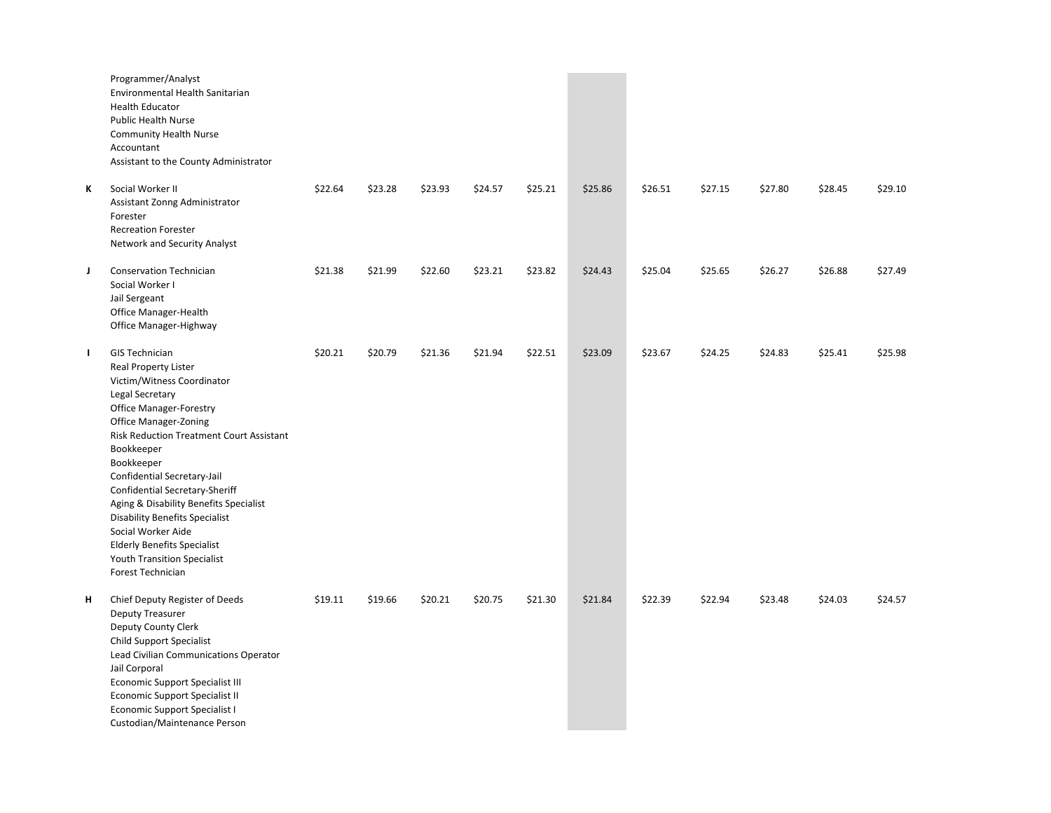| Grade | Position | | | | | | | | | | | |
|---|---|---|---|---|---|---|---|---|---|---|---|---|
| | Programmer/Analyst<br>Environmental Health Sanitarian<br>Health Educator<br>Public Health Nurse<br>Community Health Nurse<br>Accountant<br>Assistant to the County Administrator | | | | | | | | | | | |
| K | Social Worker II<br>Assistant Zonng Administrator<br>Forester<br>Recreation Forester<br>Network and Security Analyst | $22.64 | $23.28 | $23.93 | $24.57 | $25.21 | $25.86 | $26.51 | $27.15 | $27.80 | $28.45 | $29.10 |
| J | Conservation Technician<br>Social Worker I<br>Jail Sergeant<br>Office Manager-Health<br>Office Manager-Highway | $21.38 | $21.99 | $22.60 | $23.21 | $23.82 | $24.43 | $25.04 | $25.65 | $26.27 | $26.88 | $27.49 |
| I | GIS Technician<br>Real Property Lister<br>Victim/Witness Coordinator<br>Legal Secretary<br>Office Manager-Forestry<br>Office Manager-Zoning<br>Risk Reduction Treatment Court Assistant<br>Bookkeeper<br>Bookkeeper<br>Confidential Secretary-Jail<br>Confidential Secretary-Sheriff<br>Aging & Disability Benefits Specialist<br>Disability Benefits Specialist<br>Social Worker Aide<br>Elderly Benefits Specialist<br>Youth Transition Specialist<br>Forest Technician | $20.21 | $20.79 | $21.36 | $21.94 | $22.51 | $23.09 | $23.67 | $24.25 | $24.83 | $25.41 | $25.98 |
| H | Chief Deputy Register of Deeds<br>Deputy Treasurer<br>Deputy County Clerk<br>Child Support Specialist<br>Lead Civilian Communications Operator<br>Jail Corporal<br>Economic Support Specialist III<br>Economic Support Specialist II<br>Economic Support Specialist I<br>Custodian/Maintenance Person | $19.11 | $19.66 | $20.21 | $20.75 | $21.30 | $21.84 | $22.39 | $22.94 | $23.48 | $24.03 | $24.57 |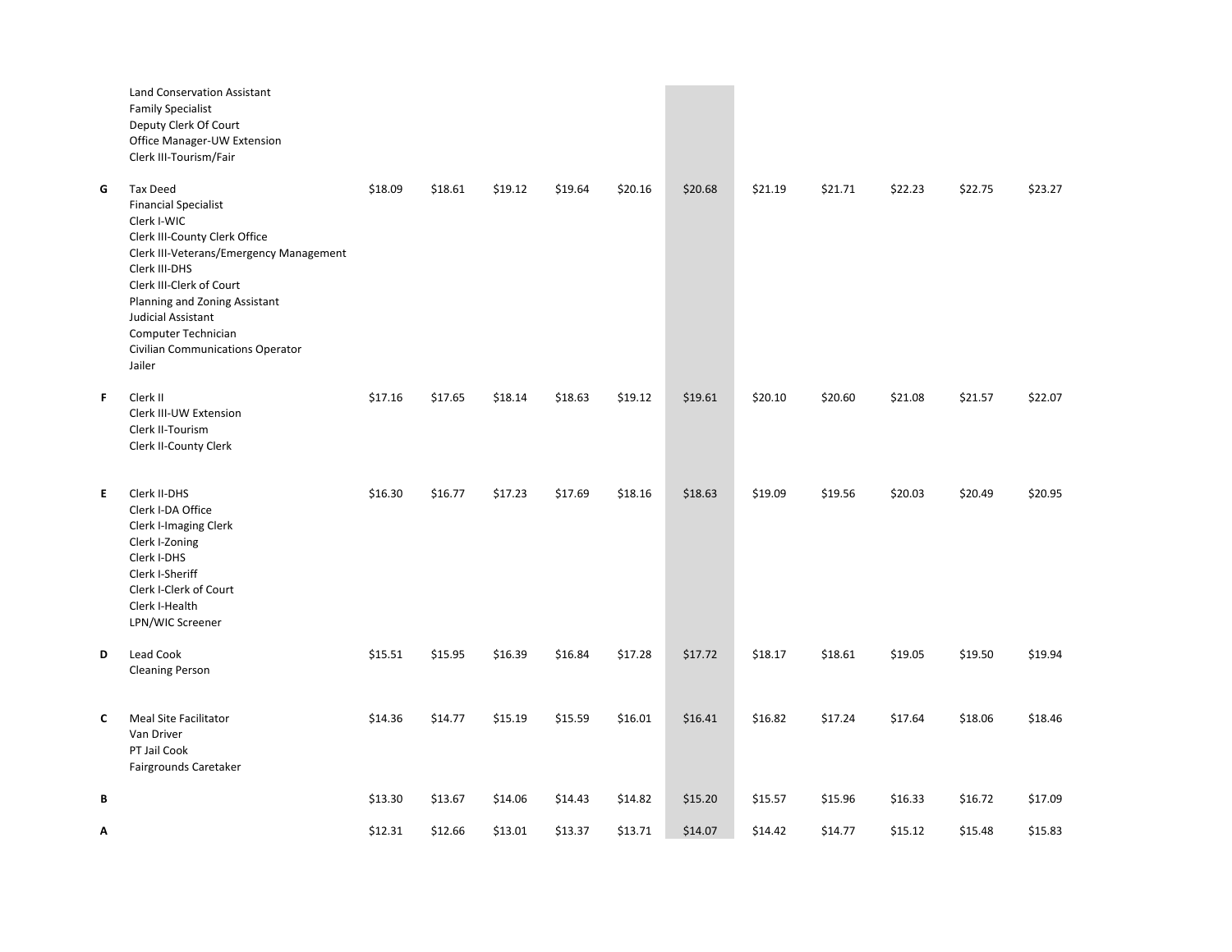| | | | | | | | | | | | | |
|---|---|---|---|---|---|---|---|---|---|---|---|---|
| | Land Conservation Assistant<br>Family Specialist<br>Deputy Clerk Of Court<br>Office Manager-UW Extension<br>Clerk III-Tourism/Fair | | | | | | | | | | | |
| G | Tax Deed<br>Financial Specialist<br>Clerk I-WIC<br>Clerk III-County Clerk Office<br>Clerk III-Veterans/Emergency Management<br>Clerk III-DHS<br>Clerk III-Clerk of Court<br>Planning and Zoning Assistant<br>Judicial Assistant<br>Computer Technician<br>Civilian Communications Operator<br>Jailer | $18.09 | $18.61 | $19.12 | $19.64 | $20.16 | $20.68 | $21.19 | $21.71 | $22.23 | $22.75 | $23.27 |
| F | Clerk II<br>Clerk III-UW Extension<br>Clerk II-Tourism<br>Clerk II-County Clerk | $17.16 | $17.65 | $18.14 | $18.63 | $19.12 | $19.61 | $20.10 | $20.60 | $21.08 | $21.57 | $22.07 |
| E | Clerk II-DHS<br>Clerk I-DA Office<br>Clerk I-Imaging Clerk<br>Clerk I-Zoning<br>Clerk I-DHS<br>Clerk I-Sheriff<br>Clerk I-Clerk of Court<br>Clerk I-Health<br>LPN/WIC Screener | $16.30 | $16.77 | $17.23 | $17.69 | $18.16 | $18.63 | $19.09 | $19.56 | $20.03 | $20.49 | $20.95 |
| D | Lead Cook<br>Cleaning Person | $15.51 | $15.95 | $16.39 | $16.84 | $17.28 | $17.72 | $18.17 | $18.61 | $19.05 | $19.50 | $19.94 |
| C | Meal Site Facilitator<br>Van Driver<br>PT Jail Cook<br>Fairgrounds Caretaker | $14.36 | $14.77 | $15.19 | $15.59 | $16.01 | $16.41 | $16.82 | $17.24 | $17.64 | $18.06 | $18.46 |
| B | | $13.30 | $13.67 | $14.06 | $14.43 | $14.82 | $15.20 | $15.57 | $15.96 | $16.33 | $16.72 | $17.09 |
| A | | $12.31 | $12.66 | $13.01 | $13.37 | $13.71 | $14.07 | $14.42 | $14.77 | $15.12 | $15.48 | $15.83 |